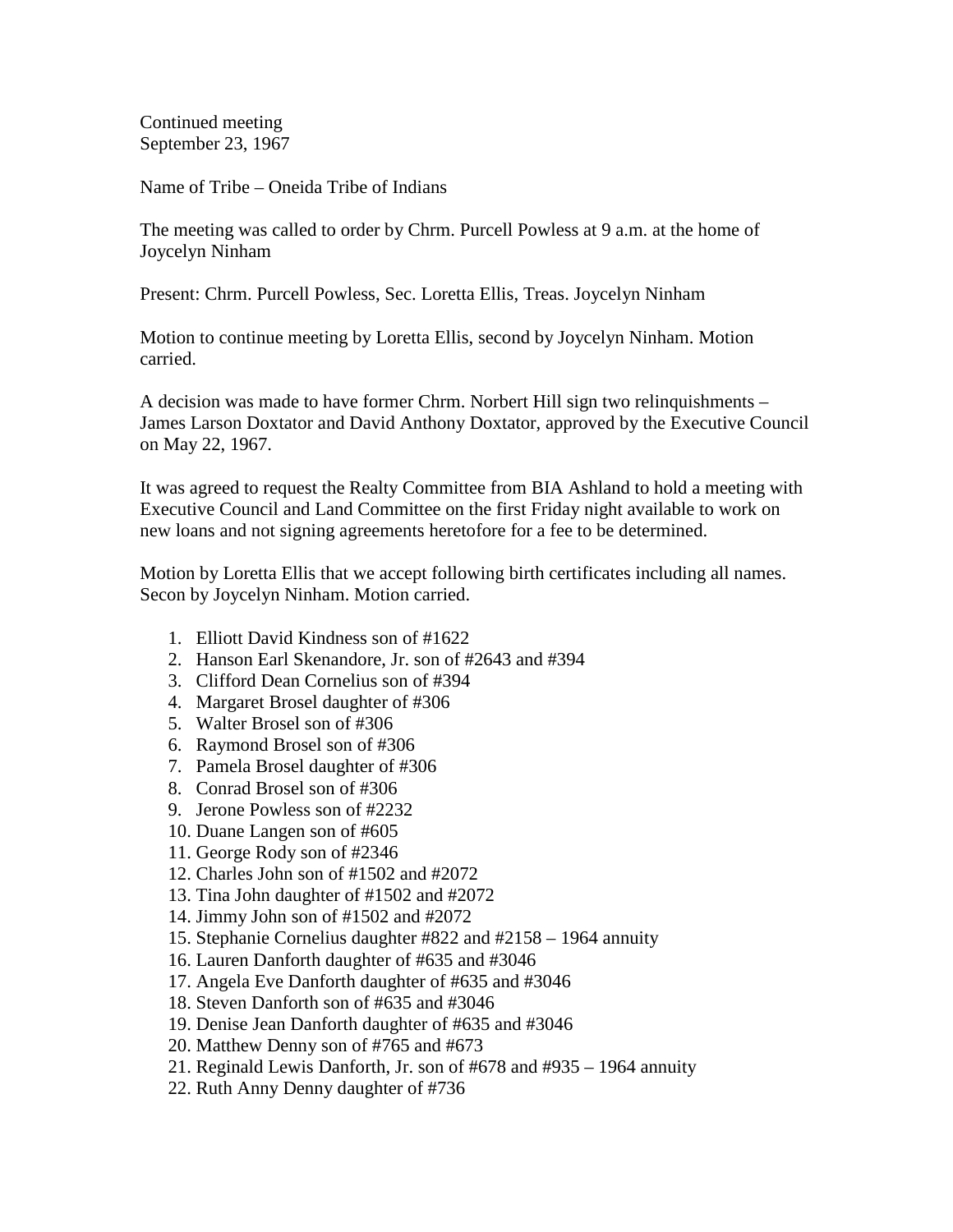Continued meeting
September 23, 1967

Name of Tribe – Oneida Tribe of Indians

The meeting was called to order by Chrm. Purcell Powless at 9 a.m. at the home of Joycelyn Ninham

Present: Chrm. Purcell Powless, Sec. Loretta Ellis, Treas. Joycelyn Ninham

Motion to continue meeting by Loretta Ellis, second by Joycelyn Ninham. Motion carried.

A decision was made to have former Chrm. Norbert Hill sign two relinquishments – James Larson Doxtator and David Anthony Doxtator, approved by the Executive Council on May 22, 1967.

It was agreed to request the Realty Committee from BIA Ashland to hold a meeting with Executive Council and Land Committee on the first Friday night available to work on new loans and not signing agreements heretofore for a fee to be determined.

Motion by Loretta Ellis that we accept following birth certificates including all names. Secon by Joycelyn Ninham. Motion carried.

1. Elliott David Kindness son of #1622
2. Hanson Earl Skenandore, Jr. son of #2643 and #394
3. Clifford Dean Cornelius son of #394
4. Margaret Brosel daughter of #306
5. Walter Brosel son of #306
6. Raymond Brosel son of #306
7. Pamela Brosel daughter of #306
8. Conrad Brosel son of #306
9. Jerone Powless son of #2232
10. Duane Langen son of #605
11. George Rody son of #2346
12. Charles John son of #1502 and #2072
13. Tina John daughter of #1502 and #2072
14. Jimmy John son of #1502 and #2072
15. Stephanie Cornelius daughter #822 and #2158 – 1964 annuity
16. Lauren Danforth daughter of #635 and #3046
17. Angela Eve Danforth daughter of #635 and #3046
18. Steven Danforth son of #635 and #3046
19. Denise Jean Danforth daughter of #635 and #3046
20. Matthew Denny son of #765 and #673
21. Reginald Lewis Danforth, Jr. son of #678 and #935 – 1964 annuity
22. Ruth Anny Denny daughter of #736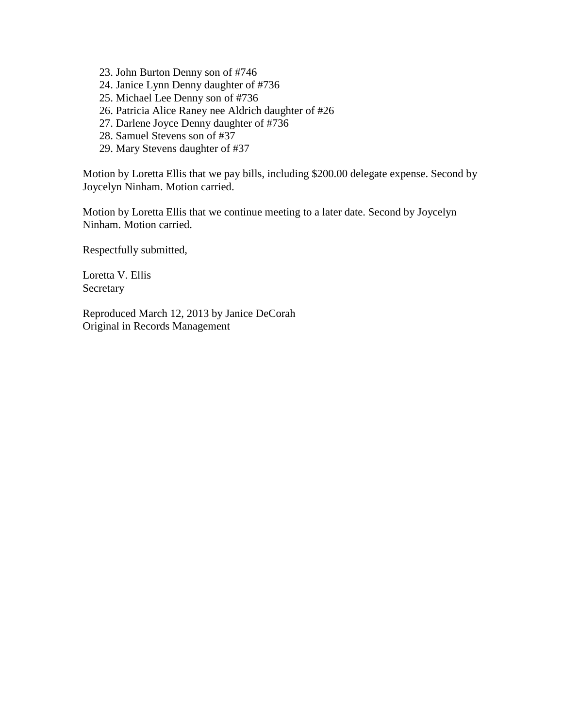23. John Burton Denny son of #746
24. Janice Lynn Denny daughter of #736
25. Michael Lee Denny son of #736
26. Patricia Alice Raney nee Aldrich daughter of #26
27. Darlene Joyce Denny daughter of #736
28. Samuel Stevens son of #37
29. Mary Stevens daughter of #37

Motion by Loretta Ellis that we pay bills, including $200.00 delegate expense. Second by Joycelyn Ninham. Motion carried.

Motion by Loretta Ellis that we continue meeting to a later date. Second by Joycelyn Ninham. Motion carried.

Respectfully submitted,

Loretta V. Ellis
Secretary

Reproduced March 12, 2013 by Janice DeCorah
Original in Records Management